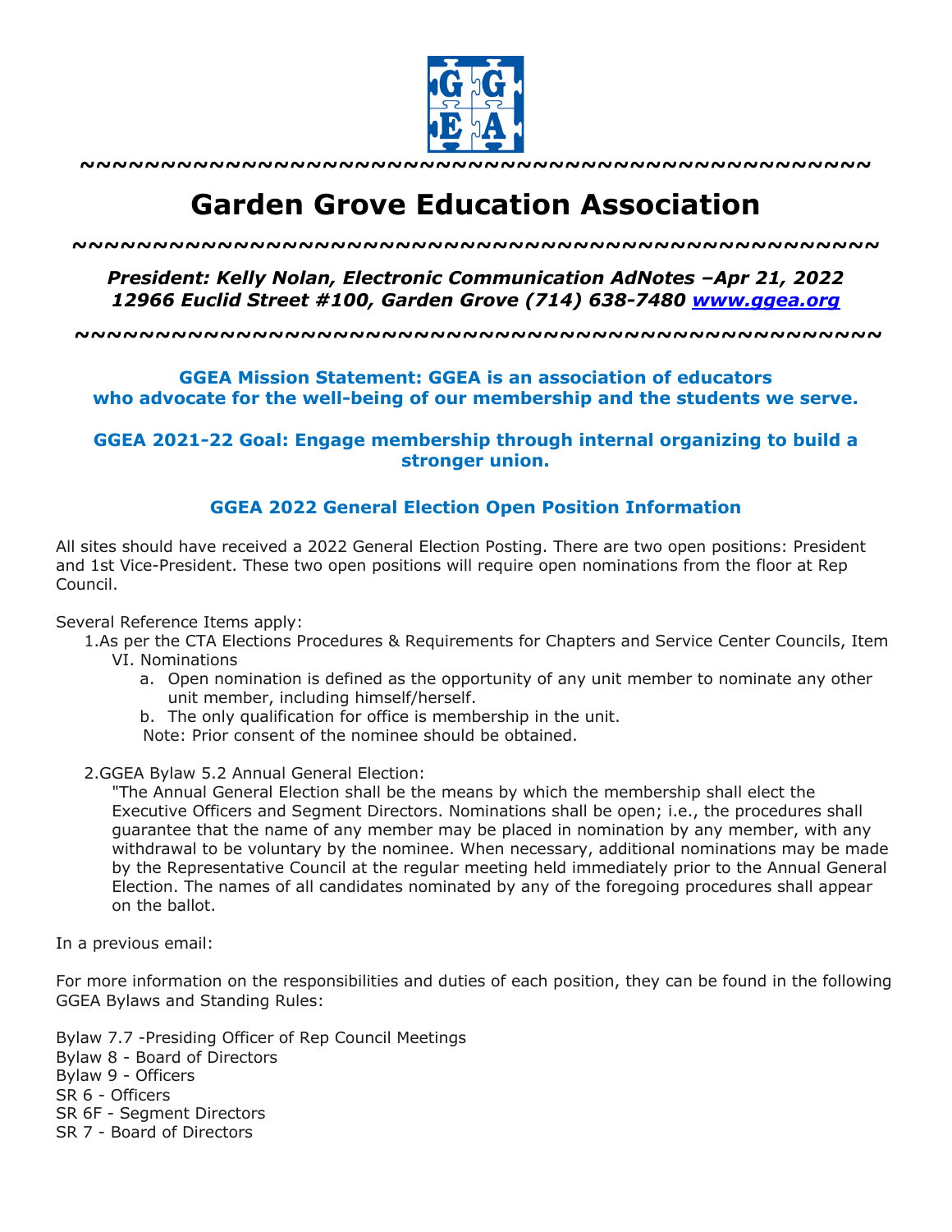~~~~~~~~~~~~~~~~~~~~~~~~~~~~~~~~~~~~~~~~~~~~~~~~~~~~~~

# Garden Grove Education Association

~~~~~~~~~~~~~~~~~~~~~~~~~~~~~~~~~~~~~~~~~~~~~~~~~~~~~~

***President: Kelly Nolan, Electronic Communication AdNotes –Apr 21, 2022***
***12966 Euclid Street #100, Garden Grove (714) 638-7480 [www.ggea.org](http://www.ggea.org)***

~~~~~~~~~~~~~~~~~~~~~~~~~~~~~~~~~~~~~~~~~~~~~~~~~~~~~~

**GGEA Mission Statement: GGEA is an association of educators who advocate for the well-being of our membership and the students we serve.**

**GGEA 2021-22 Goal: Engage membership through internal organizing to build a stronger union.**

### GGEA 2022 General Election Open Position Information

All sites should have received a 2022 General Election Posting. There are two open positions: President and 1st Vice-President. These two open positions will require open nominations from the floor at Rep Council.

Several Reference Items apply:

1. As per the CTA Elections Procedures & Requirements for Chapters and Service Center Councils, Item VI. Nominations
   a. Open nomination is defined as the opportunity of any unit member to nominate any other unit member, including himself/herself.
   b. The only qualification for office is membership in the unit.
   Note: Prior consent of the nominee should be obtained.

2. GGEA Bylaw 5.2 Annual General Election:
   "The Annual General Election shall be the means by which the membership shall elect the Executive Officers and Segment Directors. Nominations shall be open; i.e., the procedures shall guarantee that the name of any member may be placed in nomination by any member, with any withdrawal to be voluntary by the nominee. When necessary, additional nominations may be made by the Representative Council at the regular meeting held immediately prior to the Annual General Election. The names of all candidates nominated by any of the foregoing procedures shall appear on the ballot.

In a previous email:

For more information on the responsibilities and duties of each position, they can be found in the following GGEA Bylaws and Standing Rules:

Bylaw 7.7 -Presiding Officer of Rep Council Meetings
Bylaw 8 - Board of Directors
Bylaw 9 - Officers
SR 6 - Officers
SR 6F - Segment Directors
SR 7 - Board of Directors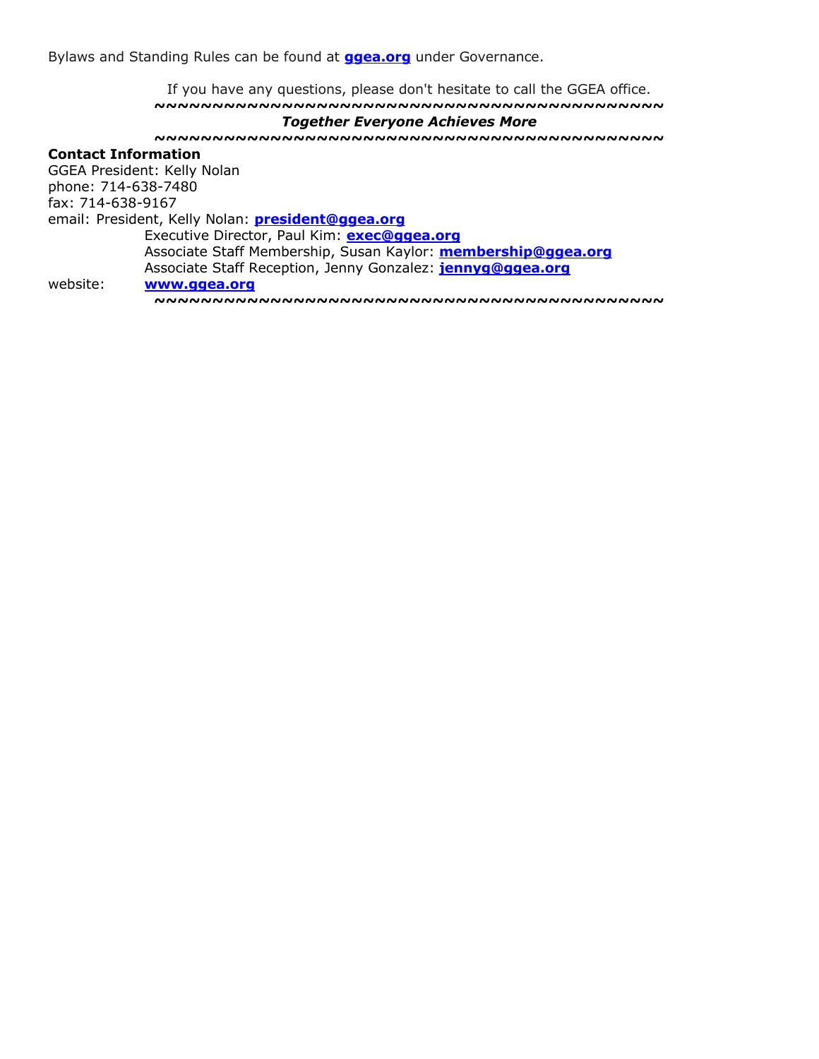Bylaws and Standing Rules can be found at **ggea.org** under Governance.

If you have any questions, please don't hesitate to call the GGEA office.

**~~~~~~~~~~~~~~~~~~~~~~~~~~~~~~~~~~~~~~~~~~~~**

***Together Everyone Achieves More***

**~~~~~~~~~~~~~~~~~~~~~~~~~~~~~~~~~~~~~~~~~~~~**

**Contact Information**

GGEA President: Kelly Nolan
phone: 714-638-7480
fax: 714-638-9167
email: President, Kelly Nolan: **president@ggea.org**
Executive Director, Paul Kim: **exec@ggea.org**
Associate Staff Membership, Susan Kaylor: **membership@ggea.org**
Associate Staff Reception, Jenny Gonzalez: **jennyg@ggea.org**
website: **www.ggea.org**

**~~~~~~~~~~~~~~~~~~~~~~~~~~~~~~~~~~~~~~~~~~~~**